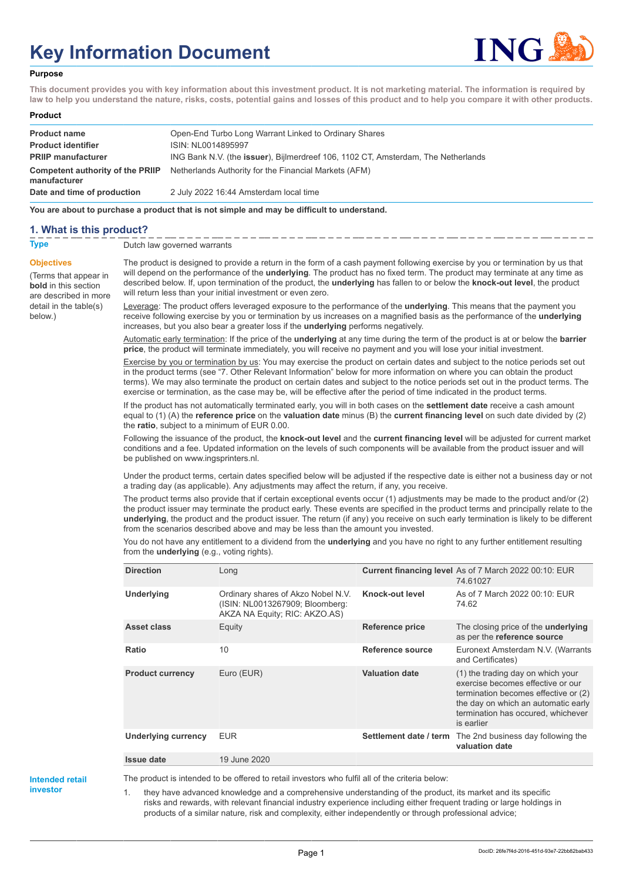# Key Information Document

**Purpose**

**This document provides you with key information about this investment product. It is not marketing material. The information is required by law to help you understand the nature, risks, costs, potential gains and losses of this product and to help you compare it with other products.**

**Product**

| | |
|---|---|
| **Product name** | Open-End Turbo Long Warrant Linked to Ordinary Shares |
| **Product identifier** | ISIN: NL0014895997 |
| **PRIIP manufacturer** | ING Bank N.V. (the **issuer**), Bijlmerdreef 106, 1102 CT, Amsterdam, The Netherlands |
| **Competent authority of the PRIIP manufacturer** | Netherlands Authority for the Financial Markets (AFM) |
| **Date and time of production** | 2 July 2022 16:44 Amsterdam local time |

**You are about to purchase a product that is not simple and may be difficult to understand.**

## 1. What is this product?

**Type**

Dutch law governed warrants

**Objectives**

(Terms that appear in **bold** in this section are described in more detail in the table(s) below.)

The product is designed to provide a return in the form of a cash payment following exercise by you or termination by us that will depend on the performance of the **underlying**. The product has no fixed term. The product may terminate at any time as described below. If, upon termination of the product, the **underlying** has fallen to or below the **knock-out level**, the product will return less than your initial investment or even zero.

Leverage: The product offers leveraged exposure to the performance of the **underlying**. This means that the payment you receive following exercise by you or termination by us increases on a magnified basis as the performance of the **underlying** increases, but you also bear a greater loss if the **underlying** performs negatively.

Automatic early termination: If the price of the **underlying** at any time during the term of the product is at or below the **barrier price**, the product will terminate immediately, you will receive no payment and you will lose your initial investment.

Exercise by you or termination by us: You may exercise the product on certain dates and subject to the notice periods set out in the product terms (see "7. Other Relevant Information" below for more information on where you can obtain the product terms). We may also terminate the product on certain dates and subject to the notice periods set out in the product terms. The exercise or termination, as the case may be, will be effective after the period of time indicated in the product terms.

If the product has not automatically terminated early, you will in both cases on the **settlement date** receive a cash amount equal to (1) (A) the **reference price** on the **valuation date** minus (B) the **current financing level** on such date divided by (2) the **ratio**, subject to a minimum of EUR 0.00.

Following the issuance of the product, the **knock-out level** and the **current financing level** will be adjusted for current market conditions and a fee. Updated information on the levels of such components will be available from the product issuer and will be published on www.ingsprinters.nl.

Under the product terms, certain dates specified below will be adjusted if the respective date is either not a business day or not a trading day (as applicable). Any adjustments may affect the return, if any, you receive.

The product terms also provide that if certain exceptional events occur (1) adjustments may be made to the product and/or (2) the product issuer may terminate the product early. These events are specified in the product terms and principally relate to the **underlying**, the product and the product issuer. The return (if any) you receive on such early termination is likely to be different from the scenarios described above and may be less than the amount you invested.

You do not have any entitlement to a dividend from the **underlying** and you have no right to any further entitlement resulting from the **underlying** (e.g., voting rights).

| | | | |
|---|---|---|---|
| **Direction** | Long | **Current financing level** | As of 7 March 2022 00:10: EUR 74.61027 |
| **Underlying** | Ordinary shares of Akzo Nobel N.V. (ISIN: NL0013267909; Bloomberg: AKZA NA Equity; RIC: AKZO.AS) | **Knock-out level** | As of 7 March 2022 00:10: EUR 74.62 |
| **Asset class** | Equity | **Reference price** | The closing price of the **underlying** as per the **reference source** |
| **Ratio** | 10 | **Reference source** | Euronext Amsterdam N.V. (Warrants and Certificates) |
| **Product currency** | Euro (EUR) | **Valuation date** | (1) the trading day on which your exercise becomes effective or our termination becomes effective or (2) the day on which an automatic early termination has occured, whichever is earlier |
| **Underlying currency** | EUR | **Settlement date / term** | The 2nd business day following the **valuation date** |
| **Issue date** | 19 June 2020 | | |

**Intended retail investor**

The product is intended to be offered to retail investors who fulfil all of the criteria below:

1. they have advanced knowledge and a comprehensive understanding of the product, its market and its specific risks and rewards, with relevant financial industry experience including either frequent trading or large holdings in products of a similar nature, risk and complexity, either independently or through professional advice;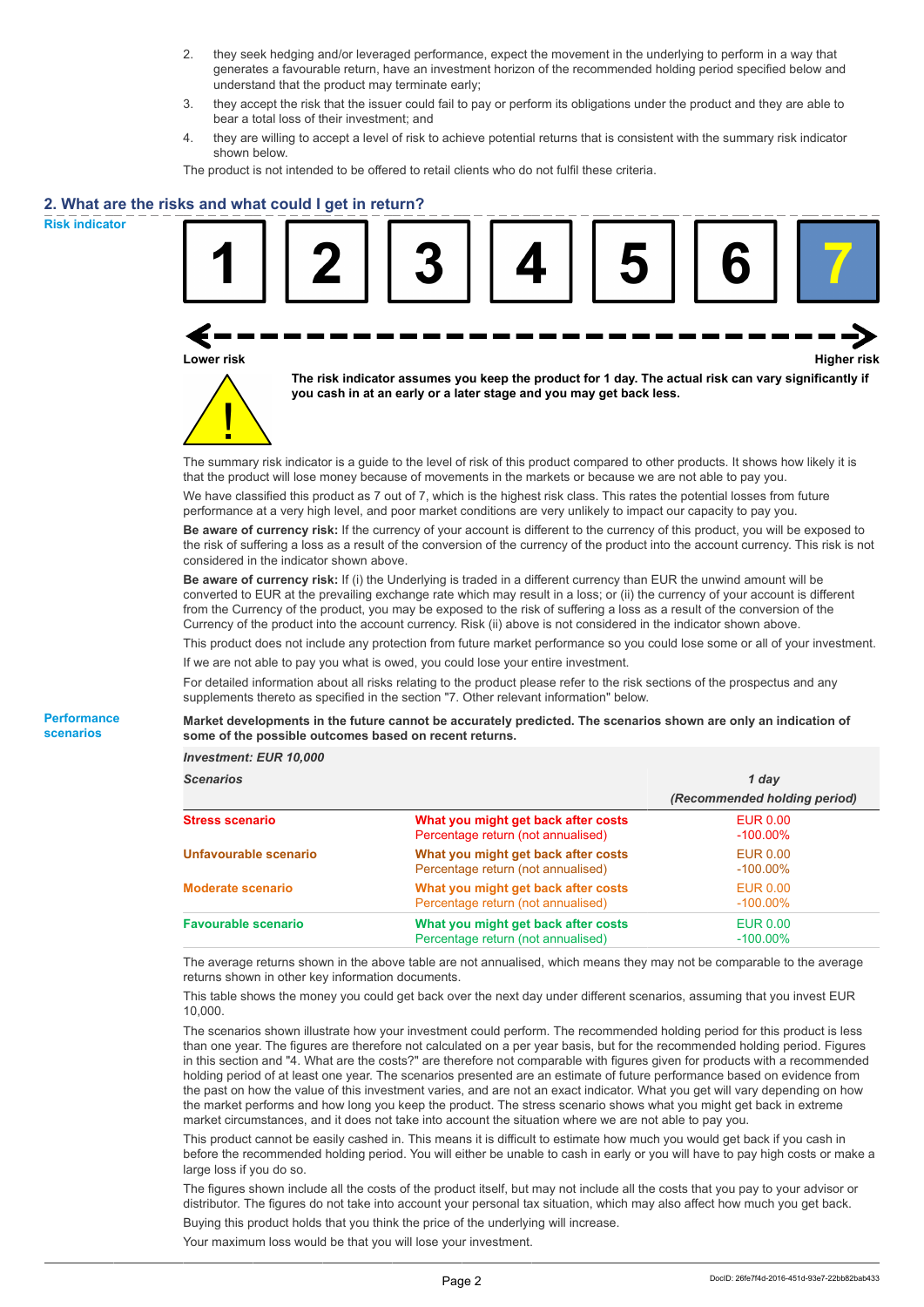2. they seek hedging and/or leveraged performance, expect the movement in the underlying to perform in a way that generates a favourable return, have an investment horizon of the recommended holding period specified below and understand that the product may terminate early;
3. they accept the risk that the issuer could fail to pay or perform its obligations under the product and they are able to bear a total loss of their investment; and
4. they are willing to accept a level of risk to achieve potential returns that is consistent with the summary risk indicator shown below.

The product is not intended to be offered to retail clients who do not fulfil these criteria.

## 2. What are the risks and what could I get in return?

**Risk indicator**

| 1 | 2 | 3 | 4 | 5 | 6 | **7** |
|---|---|---|---|---|---|---|

Lower risk ← → Higher risk

**The risk indicator assumes you keep the product for 1 day. The actual risk can vary significantly if you cash in at an early or a later stage and you may get back less.**

The summary risk indicator is a guide to the level of risk of this product compared to other products. It shows how likely it is that the product will lose money because of movements in the markets or because we are not able to pay you.

We have classified this product as 7 out of 7, which is the highest risk class. This rates the potential losses from future performance at a very high level, and poor market conditions are very unlikely to impact our capacity to pay you.

**Be aware of currency risk:** If the currency of your account is different to the currency of this product, you will be exposed to the risk of suffering a loss as a result of the conversion of the currency of the product into the account currency. This risk is not considered in the indicator shown above.

**Be aware of currency risk:** If (i) the Underlying is traded in a different currency than EUR the unwind amount will be converted to EUR at the prevailing exchange rate which may result in a loss; or (ii) the currency of your account is different from the Currency of the product, you may be exposed to the risk of suffering a loss as a result of the conversion of the Currency of the product into the account currency. Risk (ii) above is not considered in the indicator shown above.

This product does not include any protection from future market performance so you could lose some or all of your investment.

If we are not able to pay you what is owed, you could lose your entire investment.

For detailed information about all risks relating to the product please refer to the risk sections of the prospectus and any supplements thereto as specified in the section "7. Other relevant information" below.

**Performance scenarios**

**Market developments in the future cannot be accurately predicted. The scenarios shown are only an indication of some of the possible outcomes based on recent returns.**

*Investment: EUR 10,000*

| *Scenarios* | | *1 day* *(Recommended holding period)* |
|---|---|---|
| **Stress scenario** | **What you might get back after costs** | EUR 0.00 |
| | Percentage return (not annualised) | -100.00% |
| **Unfavourable scenario** | **What you might get back after costs** | EUR 0.00 |
| | Percentage return (not annualised) | -100.00% |
| **Moderate scenario** | **What you might get back after costs** | EUR 0.00 |
| | Percentage return (not annualised) | -100.00% |
| **Favourable scenario** | **What you might get back after costs** | EUR 0.00 |
| | Percentage return (not annualised) | -100.00% |

The average returns shown in the above table are not annualised, which means they may not be comparable to the average returns shown in other key information documents.

This table shows the money you could get back over the next day under different scenarios, assuming that you invest EUR 10,000.

The scenarios shown illustrate how your investment could perform. The recommended holding period for this product is less than one year. The figures are therefore not calculated on a per year basis, but for the recommended holding period. Figures in this section and "4. What are the costs?" are therefore not comparable with figures given for products with a recommended holding period of at least one year. The scenarios presented are an estimate of future performance based on evidence from the past on how the value of this investment varies, and are not an exact indicator. What you get will vary depending on how the market performs and how long you keep the product. The stress scenario shows what you might get back in extreme market circumstances, and it does not take into account the situation where we are not able to pay you.

This product cannot be easily cashed in. This means it is difficult to estimate how much you would get back if you cash in before the recommended holding period. You will either be unable to cash in early or you will have to pay high costs or make a large loss if you do so.

The figures shown include all the costs of the product itself, but may not include all the costs that you pay to your advisor or distributor. The figures do not take into account your personal tax situation, which may also affect how much you get back.

Buying this product holds that you think the price of the underlying will increase.

Your maximum loss would be that you will lose your investment.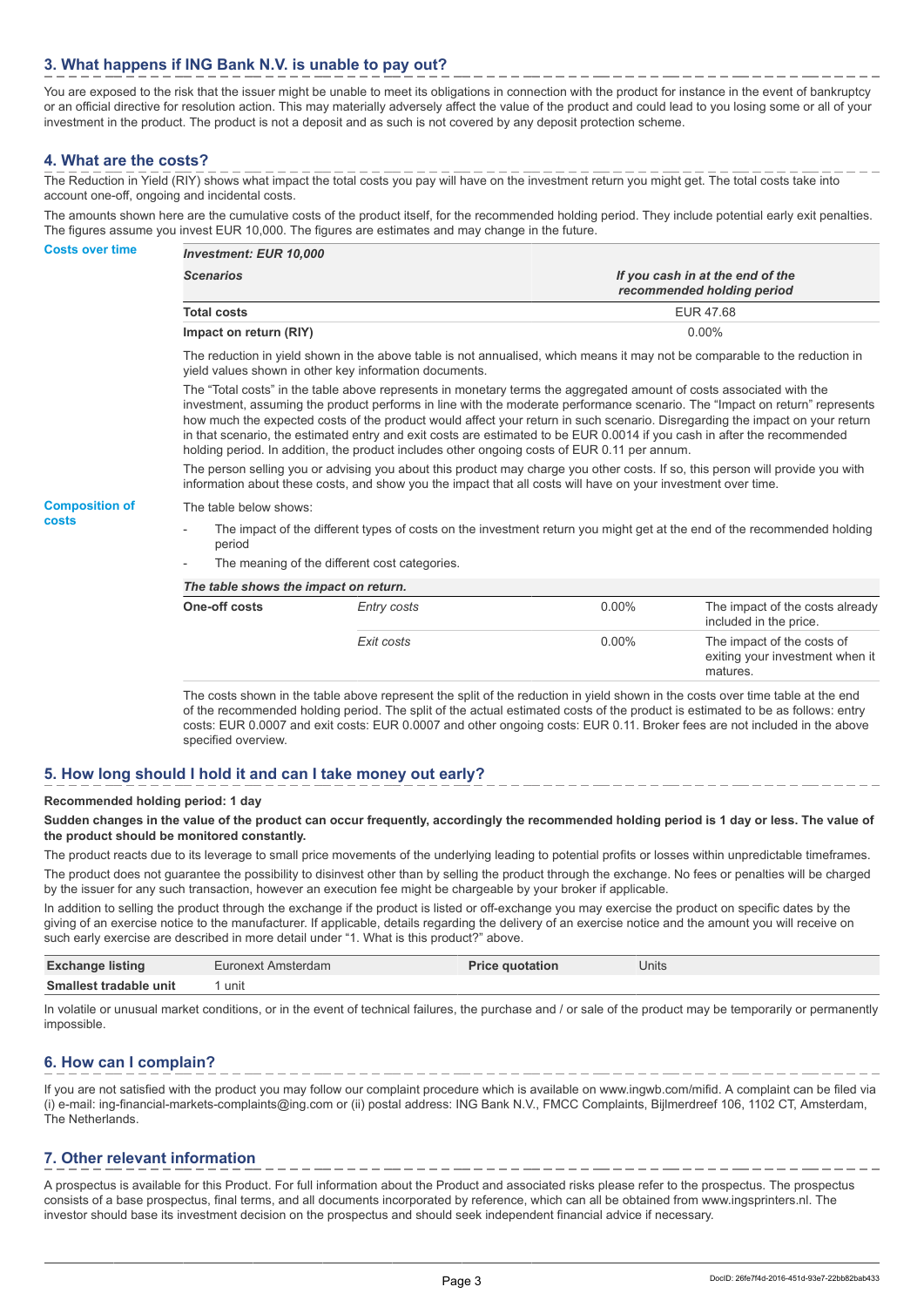## 3. What happens if ING Bank N.V. is unable to pay out?

You are exposed to the risk that the issuer might be unable to meet its obligations in connection with the product for instance in the event of bankruptcy or an official directive for resolution action. This may materially adversely affect the value of the product and could lead to you losing some or all of your investment in the product. The product is not a deposit and as such is not covered by any deposit protection scheme.

## 4. What are the costs?

The Reduction in Yield (RIY) shows what impact the total costs you pay will have on the investment return you might get. The total costs take into account one-off, ongoing and incidental costs.

The amounts shown here are the cumulative costs of the product itself, for the recommended holding period. They include potential early exit penalties. The figures assume you invest EUR 10,000. The figures are estimates and may change in the future.

**Costs over time**

| ***Investment: EUR 10,000*** | |
|---|---|
| ***Scenarios*** | ***If you cash in at the end of the recommended holding period*** |
| **Total costs** | EUR 47.68 |
| **Impact on return (RIY)** | 0.00% |

The reduction in yield shown in the above table is not annualised, which means it may not be comparable to the reduction in yield values shown in other key information documents.

The "Total costs" in the table above represents in monetary terms the aggregated amount of costs associated with the investment, assuming the product performs in line with the moderate performance scenario. The "Impact on return" represents how much the expected costs of the product would affect your return in such scenario. Disregarding the impact on your return in that scenario, the estimated entry and exit costs are estimated to be EUR 0.0014 if you cash in after the recommended holding period. In addition, the product includes other ongoing costs of EUR 0.11 per annum.

The person selling you or advising you about this product may charge you other costs. If so, this person will provide you with information about these costs, and show you the impact that all costs will have on your investment over time.

**Composition of costs**

The table below shows:

- The impact of the different types of costs on the investment return you might get at the end of the recommended holding period
- The meaning of the different cost categories.

| ***The table shows the impact on return.*** | | | |
|---|---|---|---|
| **One-off costs** | *Entry costs* | 0.00% | The impact of the costs already included in the price. |
| | *Exit costs* | 0.00% | The impact of the costs of exiting your investment when it matures. |

The costs shown in the table above represent the split of the reduction in yield shown in the costs over time table at the end of the recommended holding period. The split of the actual estimated costs of the product is estimated to be as follows: entry costs: EUR 0.0007 and exit costs: EUR 0.0007 and other ongoing costs: EUR 0.11. Broker fees are not included in the above specified overview.

## 5. How long should I hold it and can I take money out early?

**Recommended holding period: 1 day**

**Sudden changes in the value of the product can occur frequently, accordingly the recommended holding period is 1 day or less. The value of the product should be monitored constantly.**

The product reacts due to its leverage to small price movements of the underlying leading to potential profits or losses within unpredictable timeframes.

The product does not guarantee the possibility to disinvest other than by selling the product through the exchange. No fees or penalties will be charged by the issuer for any such transaction, however an execution fee might be chargeable by your broker if applicable.

In addition to selling the product through the exchange if the product is listed or off-exchange you may exercise the product on specific dates by the giving of an exercise notice to the manufacturer. If applicable, details regarding the delivery of an exercise notice and the amount you will receive on such early exercise are described in more detail under "1. What is this product?" above.

| | | | |
|---|---|---|---|
| **Exchange listing** | Euronext Amsterdam | **Price quotation** | Units |
| **Smallest tradable unit** | 1 unit | | |

In volatile or unusual market conditions, or in the event of technical failures, the purchase and / or sale of the product may be temporarily or permanently impossible.

## 6. How can I complain?

If you are not satisfied with the product you may follow our complaint procedure which is available on www.ingwb.com/mifid. A complaint can be filed via (i) e-mail: ing-financial-markets-complaints@ing.com or (ii) postal address: ING Bank N.V., FMCC Complaints, Bijlmerdreef 106, 1102 CT, Amsterdam, The Netherlands.

## 7. Other relevant information

A prospectus is available for this Product. For full information about the Product and associated risks please refer to the prospectus. The prospectus consists of a base prospectus, final terms, and all documents incorporated by reference, which can all be obtained from www.ingsprinters.nl. The investor should base its investment decision on the prospectus and should seek independent financial advice if necessary.

DocID: 26fe7f4d-2016-451d-93e7-22bb82bab433